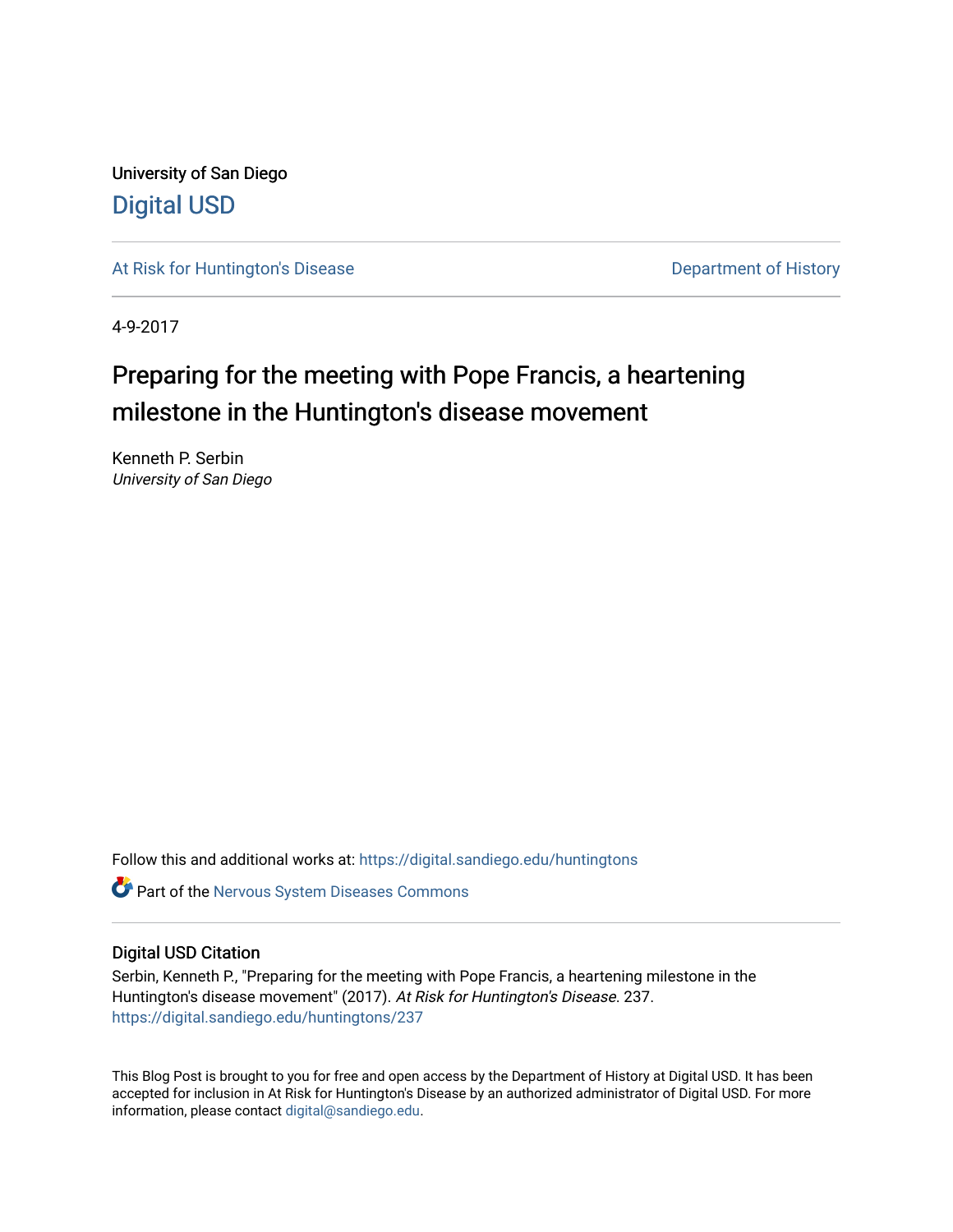University of San Diego

[Digital USD](https://digital.sandiego.edu)

[At Risk for Huntington's Disease](https://digital.sandiego.edu/huntingtons) | [Department of History](https://digital.sandiego.edu/history)

4-9-2017

# Preparing for the meeting with Pope Francis, a heartening milestone in the Huntington's disease movement

Kenneth P. Serbin
*University of San Diego*

Follow this and additional works at: https://digital.sandiego.edu/huntingtons

Part of the Nervous System Diseases Commons

## Digital USD Citation

Serbin, Kenneth P., "Preparing for the meeting with Pope Francis, a heartening milestone in the Huntington's disease movement" (2017). *At Risk for Huntington's Disease*. 237.
https://digital.sandiego.edu/huntingtons/237

This Blog Post is brought to you for free and open access by the Department of History at Digital USD. It has been accepted for inclusion in At Risk for Huntington's Disease by an authorized administrator of Digital USD. For more information, please contact digital@sandiego.edu.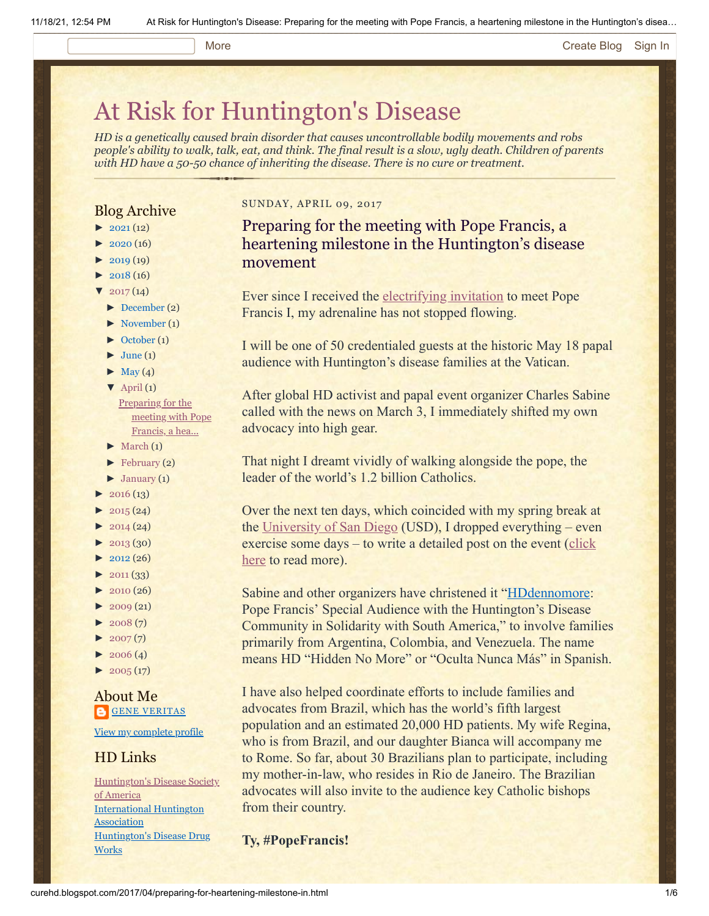# At Risk for Huntington's Disease

*HD is a genetically caused brain disorder that causes uncontrollable bodily movements and robs people's ability to walk, talk, eat, and think. The final result is a slow, ugly death. Children of parents with HD have a 50-50 chance of inheriting the disease. There is no cure or treatment.*

## Blog Archive

- ► 2021 (12)
- ► 2020 (16)
- ► 2019 (19)
- ► 2018 (16)
- ▼ 2017 (14)
  - ► December (2)
  - ► November (1)
  - ► October (1)
  - ► June (1)
  - ► May (4)
  - ▼ April (1)
    - Preparing for the meeting with Pope Francis, a hea...
  - ► March (1)
  - ► February (2)
  - ► January (1)
- ► 2016 (13)
- ► 2015 (24)
- ► 2014 (24)
- ► 2013 (30)
- ► 2012 (26)
- ► 2011 (33)
- ► 2010 (26)
- ► 2009 (21)
- ► 2008 (7)
- ► 2007 (7)
- ► 2006 (4)
- ► 2005 (17)

## About Me

GENE VERITAS

View my complete profile

## HD Links

Huntington's Disease Society of America
International Huntington Association
Huntington's Disease Drug Works

SUNDAY, APRIL 09, 2017

## Preparing for the meeting with Pope Francis, a heartening milestone in the Huntington's disease movement

Ever since I received the electrifying invitation to meet Pope Francis I, my adrenaline has not stopped flowing.

I will be one of 50 credentialed guests at the historic May 18 papal audience with Huntington's disease families at the Vatican.

After global HD activist and papal event organizer Charles Sabine called with the news on March 3, I immediately shifted my own advocacy into high gear.

That night I dreamt vividly of walking alongside the pope, the leader of the world's 1.2 billion Catholics.

Over the next ten days, which coincided with my spring break at the University of San Diego (USD), I dropped everything – even exercise some days – to write a detailed post on the event (click here to read more).

Sabine and other organizers have christened it "HDdennomore: Pope Francis' Special Audience with the Huntington's Disease Community in Solidarity with South America," to involve families primarily from Argentina, Colombia, and Venezuela. The name means HD "Hidden No More" or "Oculta Nunca Más" in Spanish.

I have also helped coordinate efforts to include families and advocates from Brazil, which has the world's fifth largest population and an estimated 20,000 HD patients. My wife Regina, who is from Brazil, and our daughter Bianca will accompany me to Rome. So far, about 30 Brazilians plan to participate, including my mother-in-law, who resides in Rio de Janeiro. The Brazilian advocates will also invite to the audience key Catholic bishops from their country.

**Ty, #PopeFrancis!**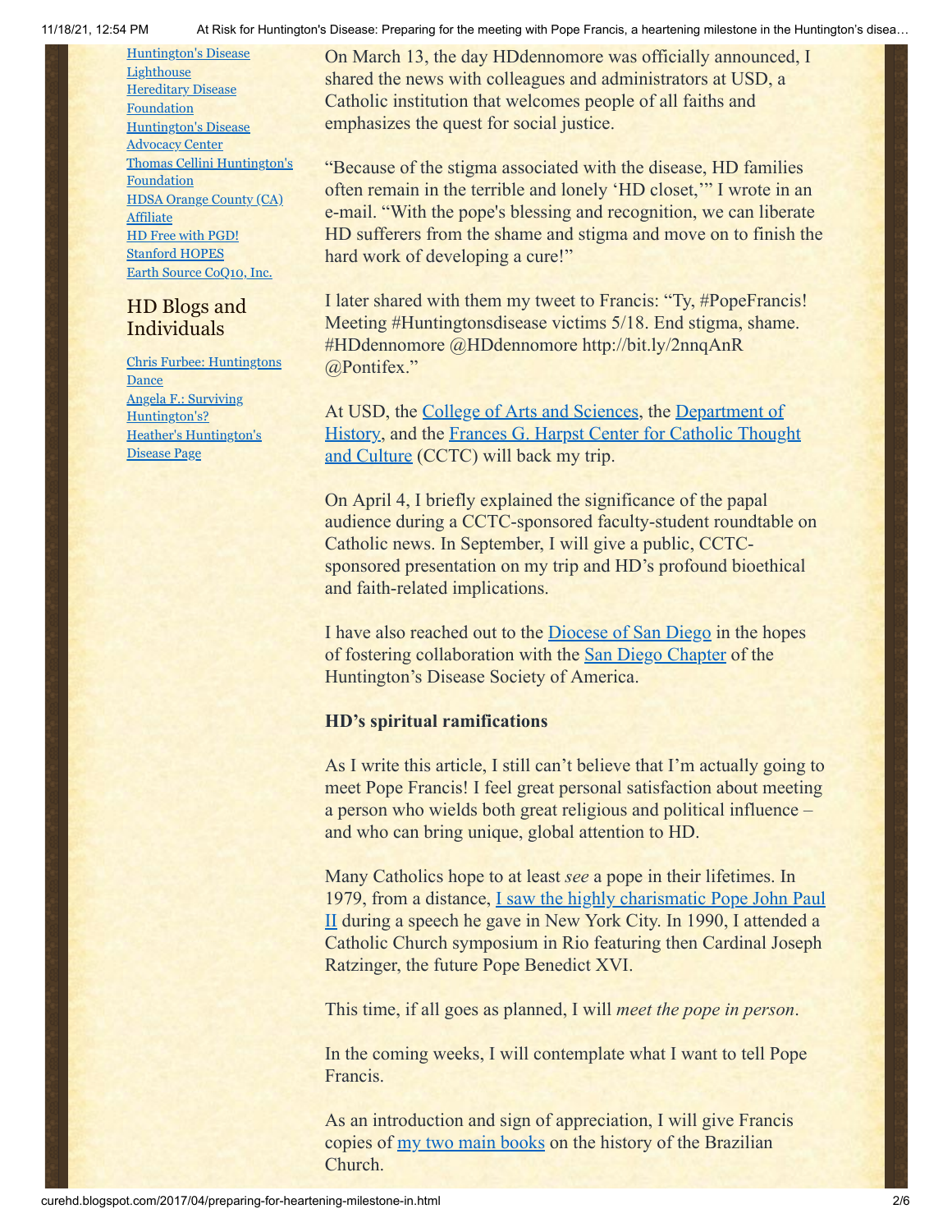[Huntington's Disease Lighthouse](#)
[Hereditary Disease Foundation](#)
[Huntington's Disease Advocacy Center](#)
[Thomas Cellini Huntington's Foundation](#)
[HDSA Orange County (CA) Affiliate](#)
[HD Free with PGD!](#)
[Stanford HOPES](#)
[Earth Source CoQ10, Inc.](#)

## HD Blogs and Individuals

[Chris Furbee: Huntingtons Dance](#)
[Angela F.: Surviving Huntington's?](#)
[Heather's Huntington's Disease Page](#)

On March 13, the day HDdennomore was officially announced, I shared the news with colleagues and administrators at USD, a Catholic institution that welcomes people of all faiths and emphasizes the quest for social justice.

"Because of the stigma associated with the disease, HD families often remain in the terrible and lonely 'HD closet,'" I wrote in an e-mail. "With the pope's blessing and recognition, we can liberate HD sufferers from the shame and stigma and move on to finish the hard work of developing a cure!"

I later shared with them my tweet to Francis: "Ty, #PopeFrancis! Meeting #Huntingtonsdisease victims 5/18. End stigma, shame. #HDdennomore @HDdennomore http://bit.ly/2nnqAnR @Pontifex."

At USD, the [College of Arts and Sciences](#), the [Department of History](#), and the [Frances G. Harpst Center for Catholic Thought and Culture](#) (CCTC) will back my trip.

On April 4, I briefly explained the significance of the papal audience during a CCTC-sponsored faculty-student roundtable on Catholic news. In September, I will give a public, CCTC-sponsored presentation on my trip and HD's profound bioethical and faith-related implications.

I have also reached out to the [Diocese of San Diego](#) in the hopes of fostering collaboration with the [San Diego Chapter](#) of the Huntington's Disease Society of America.

**HD's spiritual ramifications**

As I write this article, I still can't believe that I'm actually going to meet Pope Francis! I feel great personal satisfaction about meeting a person who wields both great religious and political influence – and who can bring unique, global attention to HD.

Many Catholics hope to at least *see* a pope in their lifetimes. In 1979, from a distance, [I saw the highly charismatic Pope John Paul II](#) during a speech he gave in New York City. In 1990, I attended a Catholic Church symposium in Rio featuring then Cardinal Joseph Ratzinger, the future Pope Benedict XVI.

This time, if all goes as planned, I will *meet the pope in person*.

In the coming weeks, I will contemplate what I want to tell Pope Francis.

As an introduction and sign of appreciation, I will give Francis copies of [my two main books](#) on the history of the Brazilian Church.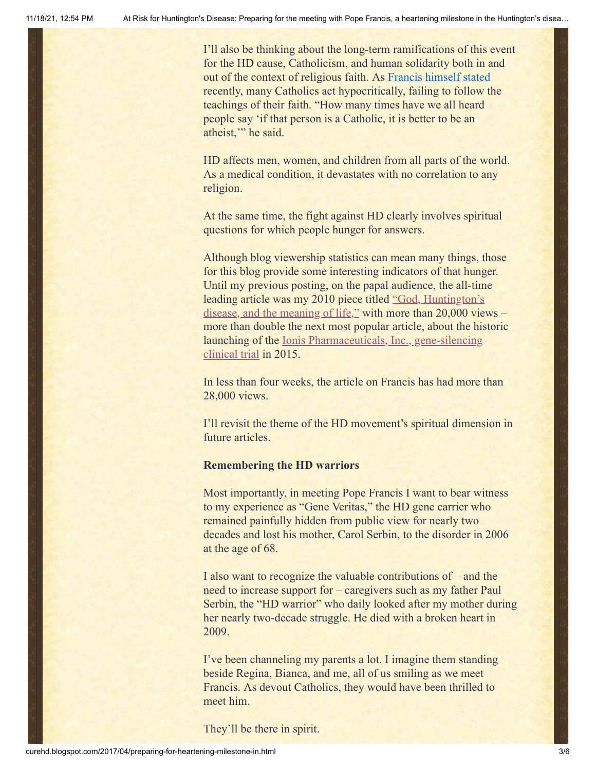I'll also be thinking about the long-term ramifications of this event for the HD cause, Catholicism, and human solidarity both in and out of the context of religious faith. As Francis himself stated recently, many Catholics act hypocritically, failing to follow the teachings of their faith. "How many times have we all heard people say 'if that person is a Catholic, it is better to be an atheist,'" he said.

HD affects men, women, and children from all parts of the world. As a medical condition, it devastates with no correlation to any religion.

At the same time, the fight against HD clearly involves spiritual questions for which people hunger for answers.

Although blog viewership statistics can mean many things, those for this blog provide some interesting indicators of that hunger. Until my previous posting, on the papal audience, the all-time leading article was my 2010 piece titled "God, Huntington's disease, and the meaning of life," with more than 20,000 views – more than double the next most popular article, about the historic launching of the Ionis Pharmaceuticals, Inc., gene-silencing clinical trial in 2015.

In less than four weeks, the article on Francis has had more than 28,000 views.

I'll revisit the theme of the HD movement's spiritual dimension in future articles.

**Remembering the HD warriors**

Most importantly, in meeting Pope Francis I want to bear witness to my experience as "Gene Veritas," the HD gene carrier who remained painfully hidden from public view for nearly two decades and lost his mother, Carol Serbin, to the disorder in 2006 at the age of 68.

I also want to recognize the valuable contributions of – and the need to increase support for – caregivers such as my father Paul Serbin, the "HD warrior" who daily looked after my mother during her nearly two-decade struggle. He died with a broken heart in 2009.

I've been channeling my parents a lot. I imagine them standing beside Regina, Bianca, and me, all of us smiling as we meet Francis. As devout Catholics, they would have been thrilled to meet him.

They'll be there in spirit.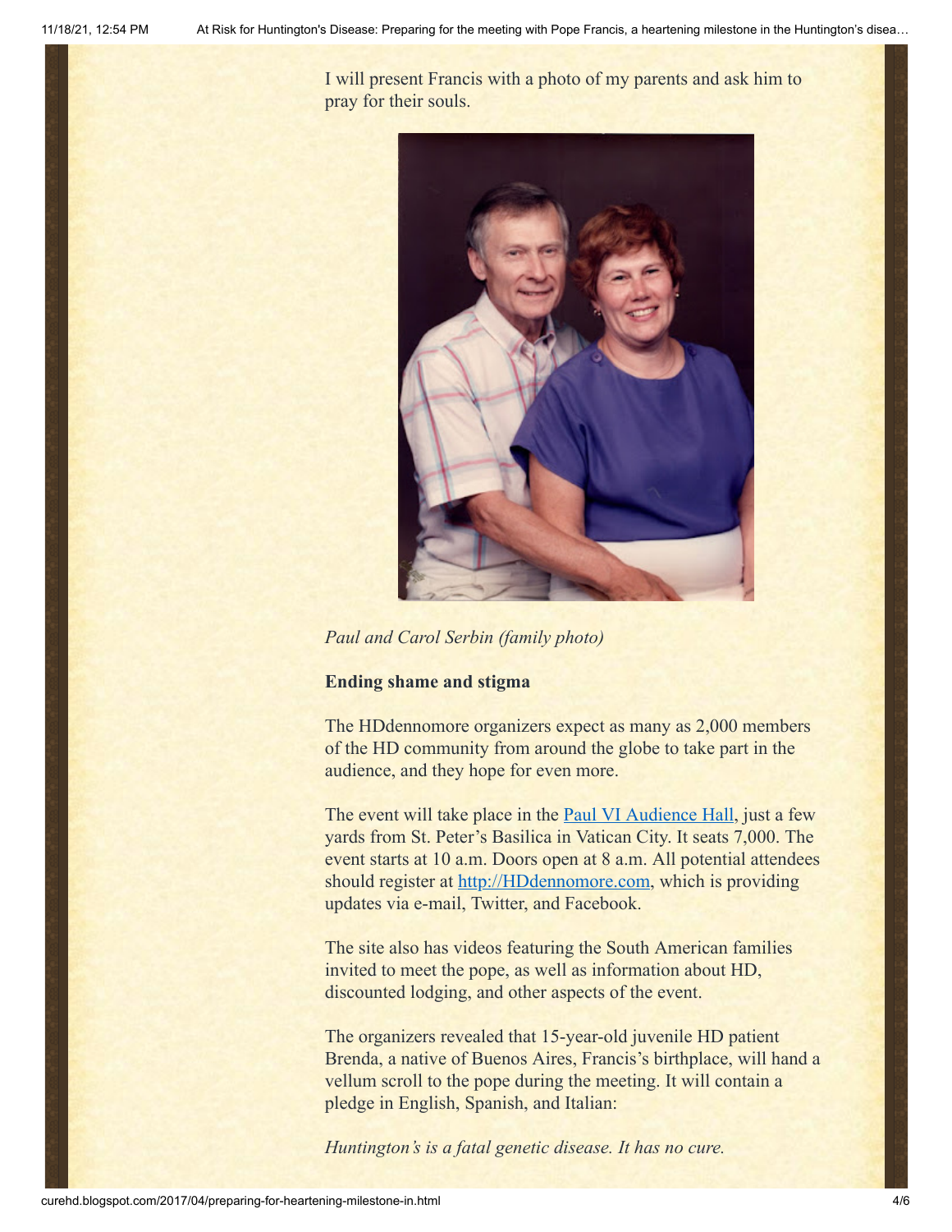I will present Francis with a photo of my parents and ask him to pray for their souls.

*Paul and Carol Serbin (family photo)*

**Ending shame and stigma**

The HDdennomore organizers expect as many as 2,000 members of the HD community from around the globe to take part in the audience, and they hope for even more.

The event will take place in the [Paul VI Audience Hall](), just a few yards from St. Peter's Basilica in Vatican City. It seats 7,000. The event starts at 10 a.m. Doors open at 8 a.m. All potential attendees should register at [http://HDdennomore.com](http://HDdennomore.com), which is providing updates via e-mail, Twitter, and Facebook.

The site also has videos featuring the South American families invited to meet the pope, as well as information about HD, discounted lodging, and other aspects of the event.

The organizers revealed that 15-year-old juvenile HD patient Brenda, a native of Buenos Aires, Francis's birthplace, will hand a vellum scroll to the pope during the meeting. It will contain a pledge in English, Spanish, and Italian:

*Huntington's is a fatal genetic disease. It has no cure.*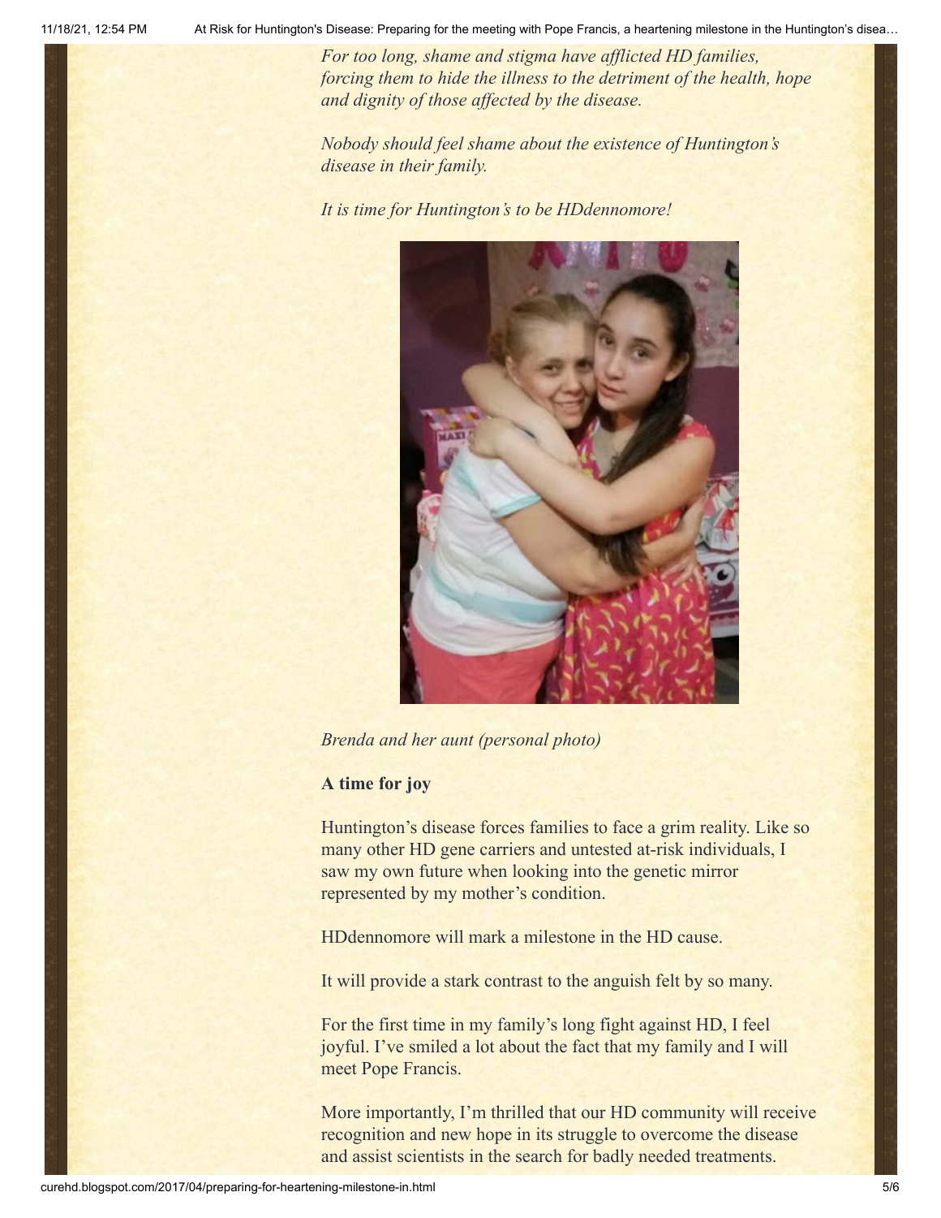*For too long, shame and stigma have afflicted HD families, forcing them to hide the illness to the detriment of the health, hope and dignity of those affected by the disease.*

*Nobody should feel shame about the existence of Huntington's disease in their family.*

*It is time for Huntington's to be HDdennomore!*

*Brenda and her aunt (personal photo)*

**A time for joy**

Huntington's disease forces families to face a grim reality. Like so many other HD gene carriers and untested at-risk individuals, I saw my own future when looking into the genetic mirror represented by my mother's condition.

HDdennomore will mark a milestone in the HD cause.

It will provide a stark contrast to the anguish felt by so many.

For the first time in my family's long fight against HD, I feel joyful. I've smiled a lot about the fact that my family and I will meet Pope Francis.

More importantly, I'm thrilled that our HD community will receive recognition and new hope in its struggle to overcome the disease and assist scientists in the search for badly needed treatments.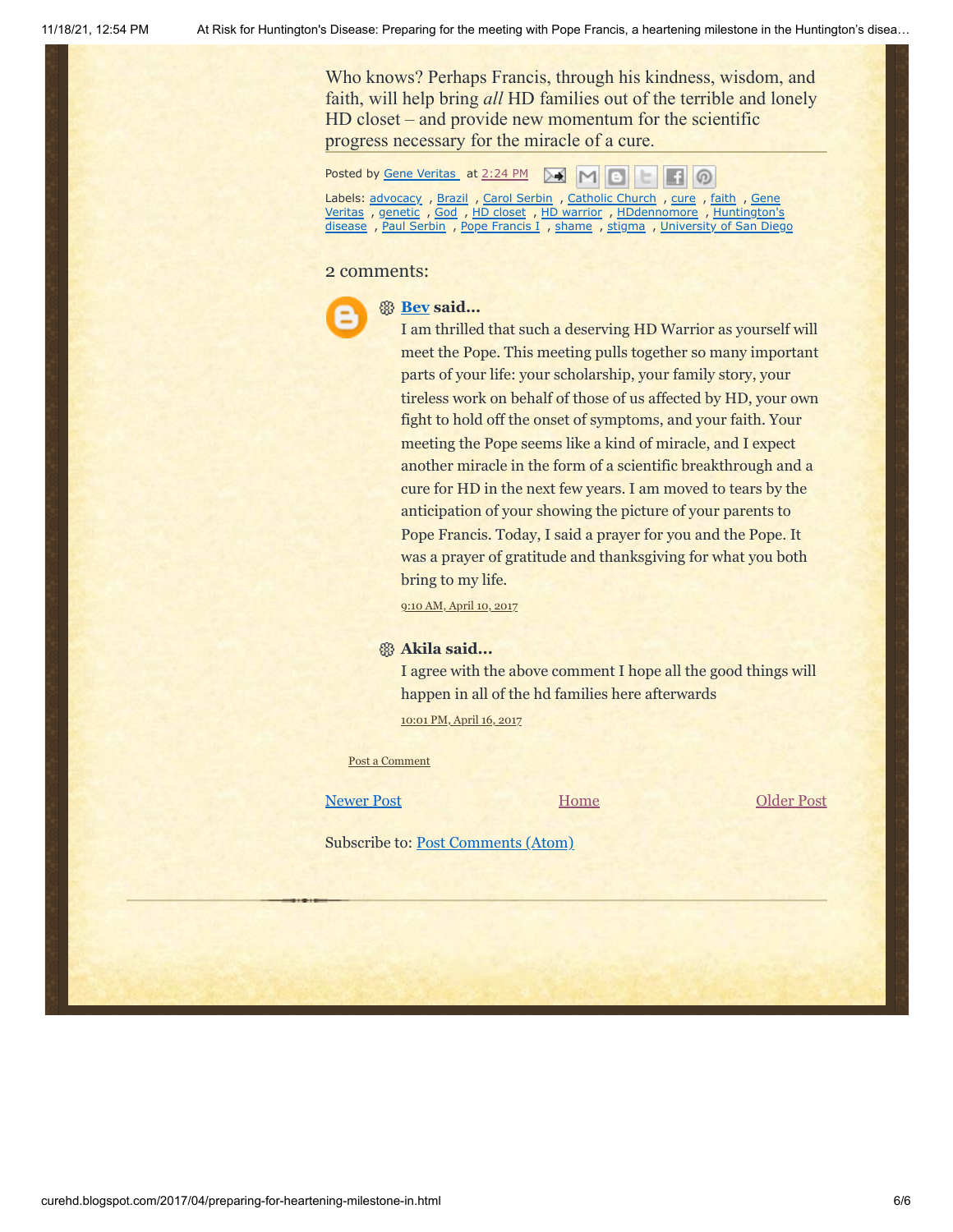Who knows? Perhaps Francis, through his kindness, wisdom, and faith, will help bring *all* HD families out of the terrible and lonely HD closet – and provide new momentum for the scientific progress necessary for the miracle of a cure.

Posted by Gene Veritas at 2:24 PM

Labels: advocacy , Brazil , Carol Serbin , Catholic Church , cure , faith , Gene Veritas , genetic , God , HD closet , HD warrior , HDdennomore , Huntington's disease , Paul Serbin , Pope Francis I , shame , stigma , University of San Diego

## 2 comments:

**Bev said...**

I am thrilled that such a deserving HD Warrior as yourself will meet the Pope. This meeting pulls together so many important parts of your life: your scholarship, your family story, your tireless work on behalf of those of us affected by HD, your own fight to hold off the onset of symptoms, and your faith. Your meeting the Pope seems like a kind of miracle, and I expect another miracle in the form of a scientific breakthrough and a cure for HD in the next few years. I am moved to tears by the anticipation of your showing the picture of your parents to Pope Francis. Today, I said a prayer for you and the Pope. It was a prayer of gratitude and thanksgiving for what you both bring to my life.

9:10 AM, April 10, 2017

**Akila said...**

I agree with the above comment I hope all the good things will happen in all of the hd families here afterwards

10:01 PM, April 16, 2017

Post a Comment

Newer Post | Home | Older Post

Subscribe to: Post Comments (Atom)